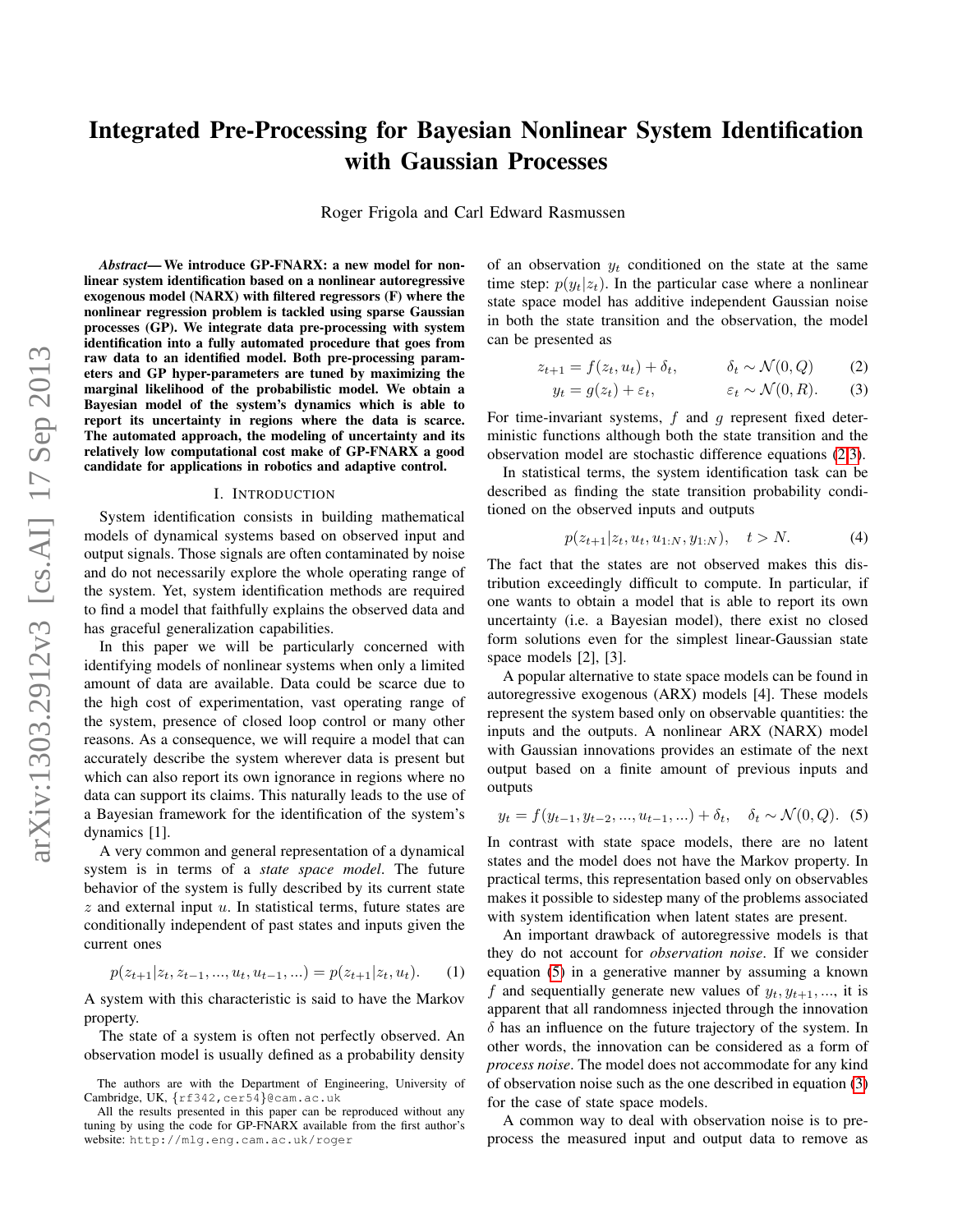# Integrated Pre-Processing for Bayesian Nonlinear System Identification with Gaussian Processes

Roger Frigola and Carl Edward Rasmussen

***Abstract*— We introduce GP-FNARX: a new model for nonlinear system identification based on a nonlinear autoregressive exogenous model (NARX) with filtered regressors (F) where the nonlinear regression problem is tackled using sparse Gaussian processes (GP). We integrate data pre-processing with system identification into a fully automated procedure that goes from raw data to an identified model. Both pre-processing parameters and GP hyper-parameters are tuned by maximizing the marginal likelihood of the probabilistic model. We obtain a Bayesian model of the system's dynamics which is able to report its uncertainty in regions where the data is scarce. The automated approach, the modeling of uncertainty and its relatively low computational cost make of GP-FNARX a good candidate for applications in robotics and adaptive control.**

## I. INTRODUCTION

System identification consists in building mathematical models of dynamical systems based on observed input and output signals. Those signals are often contaminated by noise and do not necessarily explore the whole operating range of the system. Yet, system identification methods are required to find a model that faithfully explains the observed data and has graceful generalization capabilities.

In this paper we will be particularly concerned with identifying models of nonlinear systems when only a limited amount of data are available. Data could be scarce due to the high cost of experimentation, vast operating range of the system, presence of closed loop control or many other reasons. As a consequence, we will require a model that can accurately describe the system wherever data is present but which can also report its own ignorance in regions where no data can support its claims. This naturally leads to the use of a Bayesian framework for the identification of the system's dynamics [1].

A very common and general representation of a dynamical system is in terms of a *state space model*. The future behavior of the system is fully described by its current state $z$ and external input $u$. In statistical terms, future states are conditionally independent of past states and inputs given the current ones

$$p(z_{t+1}|z_t, z_{t-1}, ..., u_t, u_{t-1}, ...) = p(z_{t+1}|z_t, u_t). \quad (1)$$

A system with this characteristic is said to have the Markov property.

The state of a system is often not perfectly observed. An observation model is usually defined as a probability density of an observation $y_t$ conditioned on the state at the same time step: $p(y_t|z_t)$. In the particular case where a nonlinear state space model has additive independent Gaussian noise in both the state transition and the observation, the model can be presented as

$$z_{t+1} = f(z_t, u_t) + \delta_t, \qquad \delta_t \sim \mathcal{N}(0, Q) \quad (2)$$

$$y_t = g(z_t) + \varepsilon_t, \qquad \varepsilon_t \sim \mathcal{N}(0, R). \quad (3)$$

For time-invariant systems, $f$ and $g$ represent fixed deterministic functions although both the state transition and the observation model are stochastic difference equations (2,3).

In statistical terms, the system identification task can be described as finding the state transition probability conditioned on the observed inputs and outputs

$$p(z_{t+1}|z_t, u_t, u_{1:N}, y_{1:N}), \quad t > N. \quad (4)$$

The fact that the states are not observed makes this distribution exceedingly difficult to compute. In particular, if one wants to obtain a model that is able to report its own uncertainty (i.e. a Bayesian model), there exist no closed form solutions even for the simplest linear-Gaussian state space models [2], [3].

A popular alternative to state space models can be found in autoregressive exogenous (ARX) models [4]. These models represent the system based only on observable quantities: the inputs and the outputs. A nonlinear ARX (NARX) model with Gaussian innovations provides an estimate of the next output based on a finite amount of previous inputs and outputs

$$y_t = f(y_{t-1}, y_{t-2}, ..., u_{t-1}, ...) + \delta_t, \quad \delta_t \sim \mathcal{N}(0, Q). \quad (5)$$

In contrast with state space models, there are no latent states and the model does not have the Markov property. In practical terms, this representation based only on observables makes it possible to sidestep many of the problems associated with system identification when latent states are present.

An important drawback of autoregressive models is that they do not account for *observation noise*. If we consider equation (5) in a generative manner by assuming a known $f$ and sequentially generate new values of $y_t, y_{t+1}, ...$, it is apparent that all randomness injected through the innovation $\delta$ has an influence on the future trajectory of the system. In other words, the innovation can be considered as a form of *process noise*. The model does not accommodate for any kind of observation noise such as the one described in equation (3) for the case of state space models.

A common way to deal with observation noise is to pre-process the measured input and output data to remove as

The authors are with the Department of Engineering, University of Cambridge, UK, {rf342,cer54}@cam.ac.uk

All the results presented in this paper can be reproduced without any tuning by using the code for GP-FNARX available from the first author's website: http://mlg.eng.cam.ac.uk/roger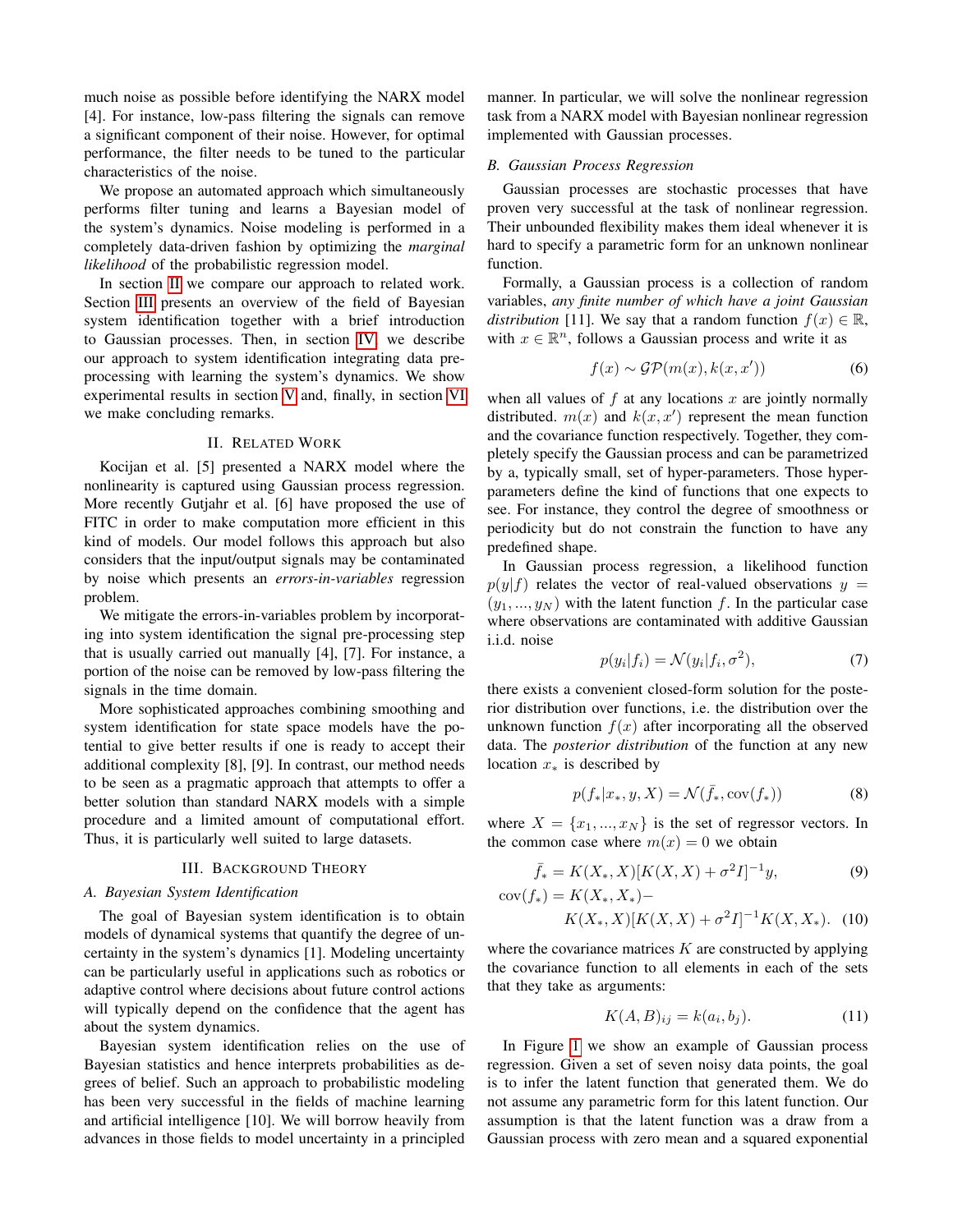much noise as possible before identifying the NARX model [4]. For instance, low-pass filtering the signals can remove a significant component of their noise. However, for optimal performance, the filter needs to be tuned to the particular characteristics of the noise.

We propose an automated approach which simultaneously performs filter tuning and learns a Bayesian model of the system's dynamics. Noise modeling is performed in a completely data-driven fashion by optimizing the *marginal likelihood* of the probabilistic regression model.

In section II we compare our approach to related work. Section III presents an overview of the field of Bayesian system identification together with a brief introduction to Gaussian processes. Then, in section IV we describe our approach to system identification integrating data preprocessing with learning the system's dynamics. We show experimental results in section V and, finally, in section VI we make concluding remarks.

## II. Related Work

Kocijan et al. [5] presented a NARX model where the nonlinearity is captured using Gaussian process regression. More recently Gutjahr et al. [6] have proposed the use of FITC in order to make computation more efficient in this kind of models. Our model follows this approach but also considers that the input/output signals may be contaminated by noise which presents an *errors-in-variables* regression problem.

We mitigate the errors-in-variables problem by incorporating into system identification the signal pre-processing step that is usually carried out manually [4], [7]. For instance, a portion of the noise can be removed by low-pass filtering the signals in the time domain.

More sophisticated approaches combining smoothing and system identification for state space models have the potential to give better results if one is ready to accept their additional complexity [8], [9]. In contrast, our method needs to be seen as a pragmatic approach that attempts to offer a better solution than standard NARX models with a simple procedure and a limited amount of computational effort. Thus, it is particularly well suited to large datasets.

## III. Background Theory

### A. Bayesian System Identification

The goal of Bayesian system identification is to obtain models of dynamical systems that quantify the degree of uncertainty in the system's dynamics [1]. Modeling uncertainty can be particularly useful in applications such as robotics or adaptive control where decisions about future control actions will typically depend on the confidence that the agent has about the system dynamics.

Bayesian system identification relies on the use of Bayesian statistics and hence interprets probabilities as degrees of belief. Such an approach to probabilistic modeling has been very successful in the fields of machine learning and artificial intelligence [10]. We will borrow heavily from advances in those fields to model uncertainty in a principled manner. In particular, we will solve the nonlinear regression task from a NARX model with Bayesian nonlinear regression implemented with Gaussian processes.

### B. Gaussian Process Regression

Gaussian processes are stochastic processes that have proven very successful at the task of nonlinear regression. Their unbounded flexibility makes them ideal whenever it is hard to specify a parametric form for an unknown nonlinear function.

Formally, a Gaussian process is a collection of random variables, *any finite number of which have a joint Gaussian distribution* [11]. We say that a random function $f(x) \in \mathbb{R}$, with $x \in \mathbb{R}^n$, follows a Gaussian process and write it as

$$f(x) \sim \mathcal{GP}(m(x), k(x, x')) \tag{6}$$

when all values of $f$ at any locations $x$ are jointly normally distributed. $m(x)$ and $k(x, x')$ represent the mean function and the covariance function respectively. Together, they completely specify the Gaussian process and can be parametrized by a, typically small, set of hyper-parameters. Those hyper-parameters define the kind of functions that one expects to see. For instance, they control the degree of smoothness or periodicity but do not constrain the function to have any predefined shape.

In Gaussian process regression, a likelihood function $p(y|f)$ relates the vector of real-valued observations $y = (y_1, ..., y_N)$ with the latent function $f$. In the particular case where observations are contaminated with additive Gaussian i.i.d. noise

$$p(y_i|f_i) = \mathcal{N}(y_i|f_i, \sigma^2), \tag{7}$$

there exists a convenient closed-form solution for the posterior distribution over functions, i.e. the distribution over the unknown function $f(x)$ after incorporating all the observed data. The *posterior distribution* of the function at any new location $x_*$ is described by

$$p(f_*|x_*, y, X) = \mathcal{N}(\bar{f}_*, \text{cov}(f_*)) \tag{8}$$

where $X = \{x_1, ..., x_N\}$ is the set of regressor vectors. In the common case where $m(x) = 0$ we obtain

$$\bar{f}_* = K(X_*, X)[K(X, X) + \sigma^2 I]^{-1} y, \tag{9}$$

$$\text{cov}(f_*) = K(X_*, X_*) - K(X_*, X)[K(X, X) + \sigma^2 I]^{-1} K(X, X_*). \tag{10}$$

where the covariance matrices $K$ are constructed by applying the covariance function to all elements in each of the sets that they take as arguments:

$$K(A, B)_{ij} = k(a_i, b_j). \tag{11}$$

In Figure 1 we show an example of Gaussian process regression. Given a set of seven noisy data points, the goal is to infer the latent function that generated them. We do not assume any parametric form for this latent function. Our assumption is that the latent function was a draw from a Gaussian process with zero mean and a squared exponential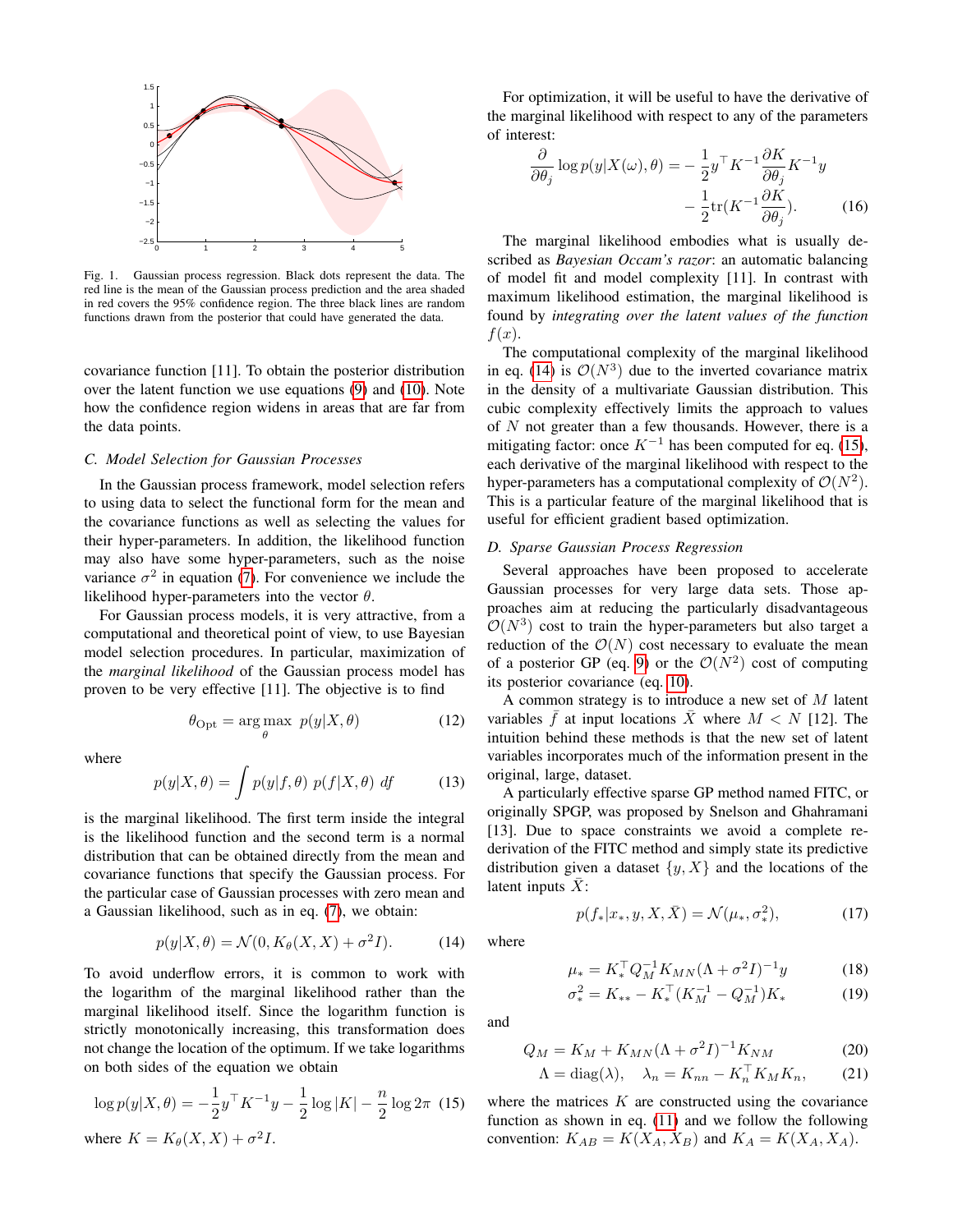Fig. 1. Gaussian process regression. Black dots represent the data. The red line is the mean of the Gaussian process prediction and the area shaded in red covers the 95% confidence region. The three black lines are random functions drawn from the posterior that could have generated the data.

covariance function [11]. To obtain the posterior distribution over the latent function we use equations (9) and (10). Note how the confidence region widens in areas that are far from the data points.

### C. Model Selection for Gaussian Processes

In the Gaussian process framework, model selection refers to using data to select the functional form for the mean and the covariance functions as well as selecting the values for their hyper-parameters. In addition, the likelihood function may also have some hyper-parameters, such as the noise variance $\sigma^2$ in equation (7). For convenience we include the likelihood hyper-parameters into the vector $\theta$.

For Gaussian process models, it is very attractive, from a computational and theoretical point of view, to use Bayesian model selection procedures. In particular, maximization of the *marginal likelihood* of the Gaussian process model has proven to be very effective [11]. The objective is to find

$$\theta_{\text{Opt}} = \arg\max_{\theta} \; p(y|X, \theta) \tag{12}$$

where

$$p(y|X, \theta) = \int p(y|f, \theta) \; p(f|X, \theta) \; df \tag{13}$$

is the marginal likelihood. The first term inside the integral is the likelihood function and the second term is a normal distribution that can be obtained directly from the mean and covariance functions that specify the Gaussian process. For the particular case of Gaussian processes with zero mean and a Gaussian likelihood, such as in eq. (7), we obtain:

$$p(y|X, \theta) = \mathcal{N}(0, K_\theta(X, X) + \sigma^2 I). \tag{14}$$

To avoid underflow errors, it is common to work with the logarithm of the marginal likelihood rather than the marginal likelihood itself. Since the logarithm function is strictly monotonically increasing, this transformation does not change the location of the optimum. If we take logarithms on both sides of the equation we obtain

$$\log p(y|X, \theta) = -\frac{1}{2} y^\top K^{-1} y - \frac{1}{2} \log |K| - \frac{n}{2} \log 2\pi \tag{15}$$

where $K = K_\theta(X, X) + \sigma^2 I$.

For optimization, it will be useful to have the derivative of the marginal likelihood with respect to any of the parameters of interest:

$$\frac{\partial}{\partial \theta_j} \log p(y|X(\omega), \theta) = -\frac{1}{2} y^\top K^{-1} \frac{\partial K}{\partial \theta_j} K^{-1} y - \frac{1}{2} \text{tr}(K^{-1} \frac{\partial K}{\partial \theta_j}). \tag{16}$$

The marginal likelihood embodies what is usually described as *Bayesian Occam's razor*: an automatic balancing of model fit and model complexity [11]. In contrast with maximum likelihood estimation, the marginal likelihood is found by *integrating over the latent values of the function* $f(x)$.

The computational complexity of the marginal likelihood in eq. (14) is $\mathcal{O}(N^3)$ due to the inverted covariance matrix in the density of a multivariate Gaussian distribution. This cubic complexity effectively limits the approach to values of $N$ not greater than a few thousands. However, there is a mitigating factor: once $K^{-1}$ has been computed for eq. (15), each derivative of the marginal likelihood with respect to the hyper-parameters has a computational complexity of $\mathcal{O}(N^2)$. This is a particular feature of the marginal likelihood that is useful for efficient gradient based optimization.

### D. Sparse Gaussian Process Regression

Several approaches have been proposed to accelerate Gaussian processes for very large data sets. Those approaches aim at reducing the particularly disadvantageous $\mathcal{O}(N^3)$ cost to train the hyper-parameters but also target a reduction of the $\mathcal{O}(N)$ cost necessary to evaluate the mean of a posterior GP (eq. 9) or the $\mathcal{O}(N^2)$ cost of computing its posterior covariance (eq. 10).

A common strategy is to introduce a new set of $M$ latent variables $\bar{f}$ at input locations $\bar{X}$ where $M < N$ [12]. The intuition behind these methods is that the new set of latent variables incorporates much of the information present in the original, large, dataset.

A particularly effective sparse GP method named FITC, or originally SPGP, was proposed by Snelson and Ghahramani [13]. Due to space constraints we avoid a complete re-derivation of the FITC method and simply state its predictive distribution given a dataset $\{y, X\}$ and the locations of the latent inputs $\bar{X}$:

$$p(f_*|x_*, y, X, \bar{X}) = \mathcal{N}(\mu_*, \sigma_*^2), \tag{17}$$

where

$$\mu_* = K_*^\top Q_M^{-1} K_{MN} (\Lambda + \sigma^2 I)^{-1} y \tag{18}$$

$$\sigma_*^2 = K_{**} - K_*^\top (K_M^{-1} - Q_M^{-1}) K_* \tag{19}$$

and

$$Q_M = K_M + K_{MN} (\Lambda + \sigma^2 I)^{-1} K_{NM} \tag{20}$$

$$\Lambda = \text{diag}(\lambda), \quad \lambda_n = K_{nn} - K_n^\top K_M K_n, \tag{21}$$

where the matrices $K$ are constructed using the covariance function as shown in eq. (11) and we follow the following convention: $K_{AB} = K(X_A, X_B)$ and $K_A = K(X_A, X_A)$.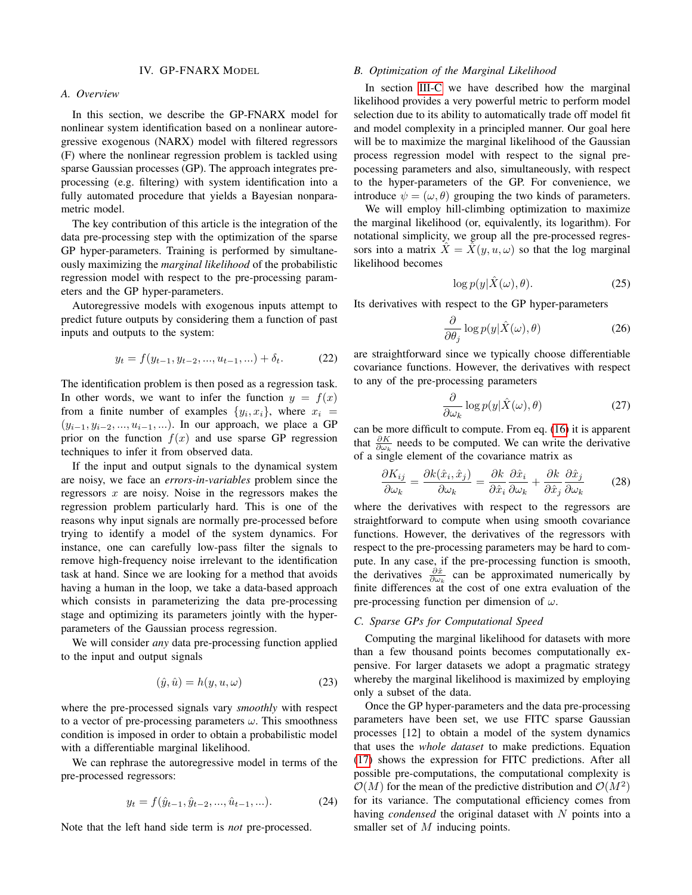## IV. GP-FNARX Model

### A. Overview

In this section, we describe the GP-FNARX model for nonlinear system identification based on a nonlinear autoregressive exogenous (NARX) model with filtered regressors (F) where the nonlinear regression problem is tackled using sparse Gaussian processes (GP). The approach integrates preprocessing (e.g. filtering) with system identification into a fully automated procedure that yields a Bayesian nonparametric model.

The key contribution of this article is the integration of the data pre-processing step with the optimization of the sparse GP hyper-parameters. Training is performed by simultaneously maximizing the *marginal likelihood* of the probabilistic regression model with respect to the pre-processing parameters and the GP hyper-parameters.

Autoregressive models with exogenous inputs attempt to predict future outputs by considering them a function of past inputs and outputs to the system:

$$y_t = f(y_{t-1}, y_{t-2}, ..., u_{t-1}, ...) + \delta_t. \tag{22}$$

The identification problem is then posed as a regression task. In other words, we want to infer the function $y = f(x)$ from a finite number of examples $\{y_i, x_i\}$, where $x_i = (y_{i-1}, y_{i-2}, ..., u_{i-1}, ...)$. In our approach, we place a GP prior on the function $f(x)$ and use sparse GP regression techniques to infer it from observed data.

If the input and output signals to the dynamical system are noisy, we face an *errors-in-variables* problem since the regressors $x$ are noisy. Noise in the regressors makes the regression problem particularly hard. This is one of the reasons why input signals are normally pre-processed before trying to identify a model of the system dynamics. For instance, one can carefully low-pass filter the signals to remove high-frequency noise irrelevant to the identification task at hand. Since we are looking for a method that avoids having a human in the loop, we take a data-based approach which consists in parameterizing the data pre-processing stage and optimizing its parameters jointly with the hyper-parameters of the Gaussian process regression.

We will consider *any* data pre-processing function applied to the input and output signals

$$(\hat{y}, \hat{u}) = h(y, u, \omega) \tag{23}$$

where the pre-processed signals vary *smoothly* with respect to a vector of pre-processing parameters $\omega$. This smoothness condition is imposed in order to obtain a probabilistic model with a differentiable marginal likelihood.

We can rephrase the autoregressive model in terms of the pre-processed regressors:

$$y_t = f(\hat{y}_{t-1}, \hat{y}_{t-2}, ..., \hat{u}_{t-1}, ...). \tag{24}$$

Note that the left hand side term is *not* pre-processed.

### B. Optimization of the Marginal Likelihood

In section III-C we have described how the marginal likelihood provides a very powerful metric to perform model selection due to its ability to automatically trade off model fit and model complexity in a principled manner. Our goal here will be to maximize the marginal likelihood of the Gaussian process regression model with respect to the signal preprocessing parameters and also, simultaneously, with respect to the hyper-parameters of the GP. For convenience, we introduce $\psi = (\omega, \theta)$ grouping the two kinds of parameters.

We will employ hill-climbing optimization to maximize the marginal likelihood (or, equivalently, its logarithm). For notational simplicity, we group all the pre-processed regressors into a matrix $\hat{X} = \hat{X}(y, u, \omega)$ so that the log marginal likelihood becomes

$$\log p(y|\hat{X}(\omega), \theta). \tag{25}$$

Its derivatives with respect to the GP hyper-parameters

$$\frac{\partial}{\partial \theta_j} \log p(y|\hat{X}(\omega), \theta) \tag{26}$$

are straightforward since we typically choose differentiable covariance functions. However, the derivatives with respect to any of the pre-processing parameters

$$\frac{\partial}{\partial \omega_k} \log p(y|\hat{X}(\omega), \theta) \tag{27}$$

can be more difficult to compute. From eq. (16) it is apparent that $\frac{\partial K}{\partial \omega_k}$ needs to be computed. We can write the derivative of a single element of the covariance matrix as

$$\frac{\partial K_{ij}}{\partial \omega_k} = \frac{\partial k(\hat{x}_i, \hat{x}_j)}{\partial \omega_k} = \frac{\partial k}{\partial \hat{x}_i}\frac{\partial \hat{x}_i}{\partial \omega_k} + \frac{\partial k}{\partial \hat{x}_j}\frac{\partial \hat{x}_j}{\partial \omega_k} \tag{28}$$

where the derivatives with respect to the regressors are straightforward to compute when using smooth covariance functions. However, the derivatives of the regressors with respect to the pre-processing parameters may be hard to compute. In any case, if the pre-processing function is smooth, the derivatives $\frac{\partial \hat{x}}{\partial \omega_k}$ can be approximated numerically by finite differences at the cost of one extra evaluation of the pre-processing function per dimension of $\omega$.

### C. Sparse GPs for Computational Speed

Computing the marginal likelihood for datasets with more than a few thousand points becomes computationally expensive. For larger datasets we adopt a pragmatic strategy whereby the marginal likelihood is maximized by employing only a subset of the data.

Once the GP hyper-parameters and the data pre-processing parameters have been set, we use FITC sparse Gaussian processes [12] to obtain a model of the system dynamics that uses the *whole dataset* to make predictions. Equation (17) shows the expression for FITC predictions. After all possible pre-computations, the computational complexity is $\mathcal{O}(M)$ for the mean of the predictive distribution and $\mathcal{O}(M^2)$ for its variance. The computational efficiency comes from having *condensed* the original dataset with $N$ points into a smaller set of $M$ inducing points.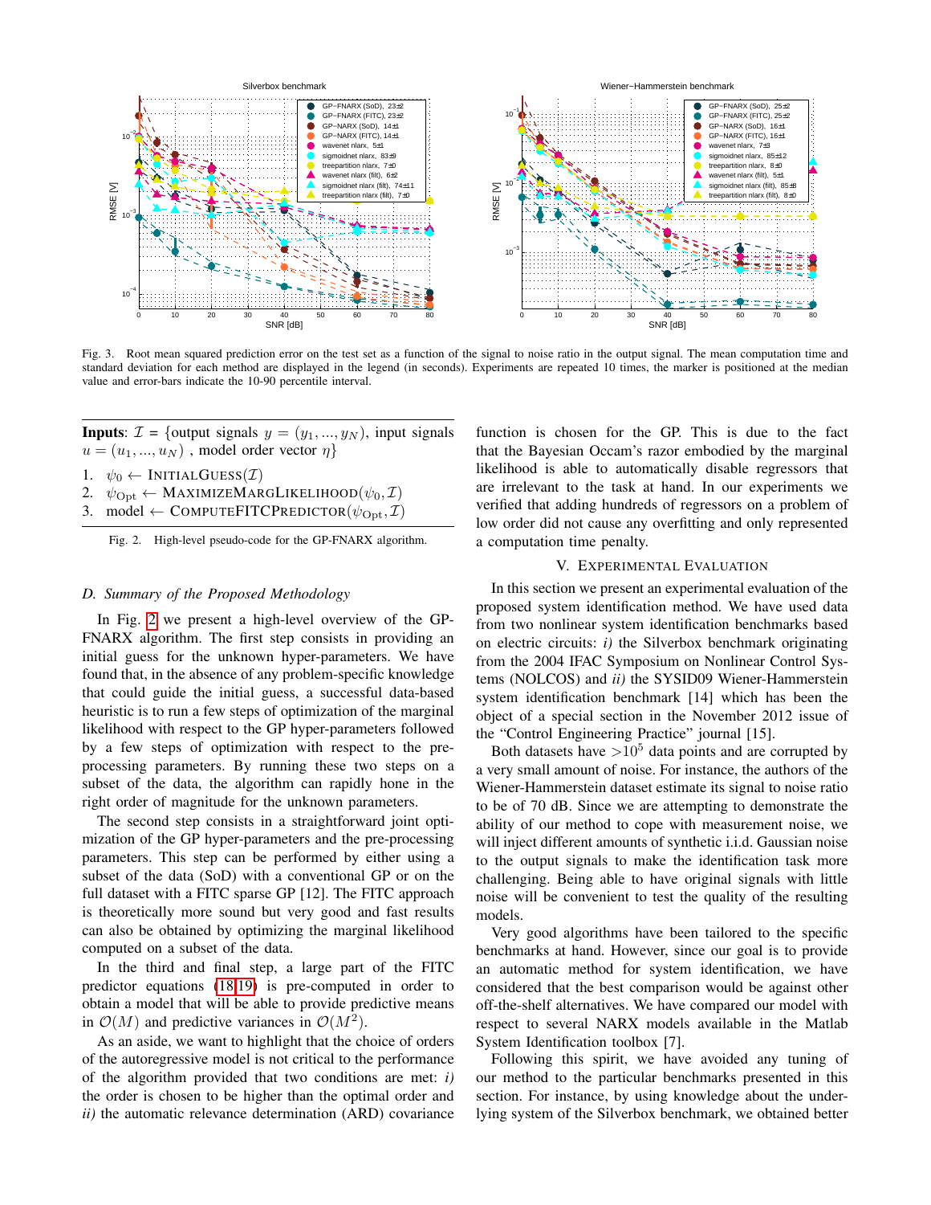Fig. 3. Root mean squared prediction error on the test set as a function of the signal to noise ratio in the output signal. The mean computation time and standard deviation for each method are displayed in the legend (in seconds). Experiments are repeated 10 times, the marker is positioned at the median value and error-bars indicate the 10-90 percentile interval.

**Inputs**: $\mathcal{I}$ = {output signals $y = (y_1, ..., y_N)$, input signals $u = (u_1, ..., u_N)$ , model order vector $\eta$}

1. $\psi_0 \leftarrow$ INITIALGUESS($\mathcal{I}$)
2. $\psi_{\text{Opt}} \leftarrow$ MAXIMIZEMARGLIKELIHOOD($\psi_0, \mathcal{I}$)
3. model $\leftarrow$ COMPUTEFITCPREDICTOR($\psi_{\text{Opt}}, \mathcal{I}$)

Fig. 2. High-level pseudo-code for the GP-FNARX algorithm.

### D. Summary of the Proposed Methodology

In Fig. 2 we present a high-level overview of the GP-FNARX algorithm. The first step consists in providing an initial guess for the unknown hyper-parameters. We have found that, in the absence of any problem-specific knowledge that could guide the initial guess, a successful data-based heuristic is to run a few steps of optimization of the marginal likelihood with respect to the GP hyper-parameters followed by a few steps of optimization with respect to the pre-processing parameters. By running these two steps on a subset of the data, the algorithm can rapidly hone in the right order of magnitude for the unknown parameters.

The second step consists in a straightforward joint optimization of the GP hyper-parameters and the pre-processing parameters. This step can be performed by either using a subset of the data (SoD) with a conventional GP or on the full dataset with a FITC sparse GP [12]. The FITC approach is theoretically more sound but very good and fast results can also be obtained by optimizing the marginal likelihood computed on a subset of the data.

In the third and final step, a large part of the FITC predictor equations (18,19) is pre-computed in order to obtain a model that will be able to provide predictive means in $\mathcal{O}(M)$ and predictive variances in $\mathcal{O}(M^2)$.

As an aside, we want to highlight that the choice of orders of the autoregressive model is not critical to the performance of the algorithm provided that two conditions are met: *i)* the order is chosen to be higher than the optimal order and *ii)* the automatic relevance determination (ARD) covariance function is chosen for the GP. This is due to the fact that the Bayesian Occam's razor embodied by the marginal likelihood is able to automatically disable regressors that are irrelevant to the task at hand. In our experiments we verified that adding hundreds of regressors on a problem of low order did not cause any overfitting and only represented a computation time penalty.

## V. Experimental Evaluation

In this section we present an experimental evaluation of the proposed system identification method. We have used data from two nonlinear system identification benchmarks based on electric circuits: *i)* the Silverbox benchmark originating from the 2004 IFAC Symposium on Nonlinear Control Systems (NOLCOS) and *ii)* the SYSID09 Wiener-Hammerstein system identification benchmark [14] which has been the object of a special section in the November 2012 issue of the "Control Engineering Practice" journal [15].

Both datasets have $>10^5$ data points and are corrupted by a very small amount of noise. For instance, the authors of the Wiener-Hammerstein dataset estimate its signal to noise ratio to be of 70 dB. Since we are attempting to demonstrate the ability of our method to cope with measurement noise, we will inject different amounts of synthetic i.i.d. Gaussian noise to the output signals to make the identification task more challenging. Being able to have original signals with little noise will be convenient to test the quality of the resulting models.

Very good algorithms have been tailored to the specific benchmarks at hand. However, since our goal is to provide an automatic method for system identification, we have considered that the best comparison would be against other off-the-shelf alternatives. We have compared our model with respect to several NARX models available in the Matlab System Identification toolbox [7].

Following this spirit, we have avoided any tuning of our method to the particular benchmarks presented in this section. For instance, by using knowledge about the underlying system of the Silverbox benchmark, we obtained better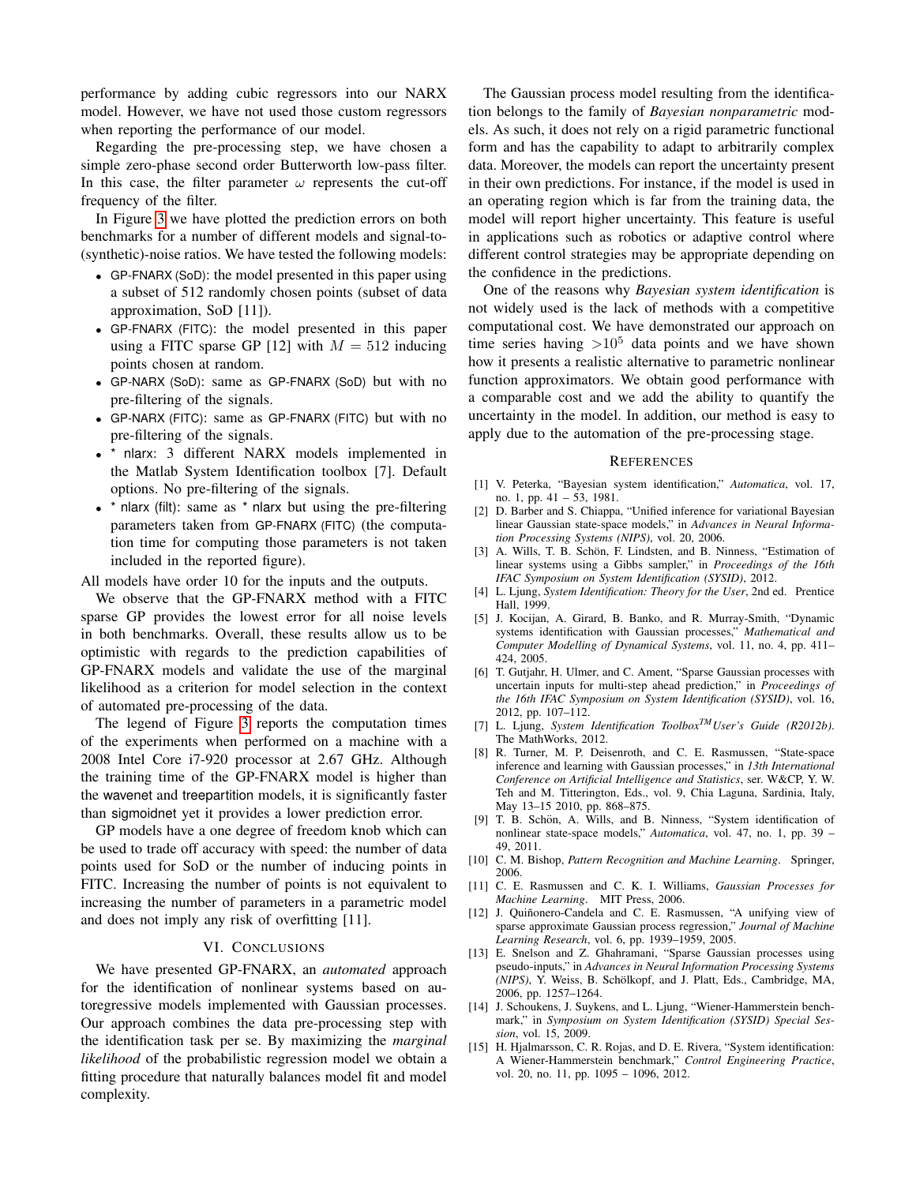performance by adding cubic regressors into our NARX model. However, we have not used those custom regressors when reporting the performance of our model.

Regarding the pre-processing step, we have chosen a simple zero-phase second order Butterworth low-pass filter. In this case, the filter parameter $\omega$ represents the cut-off frequency of the filter.

In Figure 3 we have plotted the prediction errors on both benchmarks for a number of different models and signal-to-(synthetic)-noise ratios. We have tested the following models:

- GP-FNARX (SoD): the model presented in this paper using a subset of 512 randomly chosen points (subset of data approximation, SoD [11]).
- GP-FNARX (FITC): the model presented in this paper using a FITC sparse GP [12] with $M = 512$ inducing points chosen at random.
- GP-NARX (SoD): same as GP-FNARX (SoD) but with no pre-filtering of the signals.
- GP-NARX (FITC): same as GP-FNARX (FITC) but with no pre-filtering of the signals.
- * nlarx: 3 different NARX models implemented in the Matlab System Identification toolbox [7]. Default options. No pre-filtering of the signals.
- * nlarx (filt): same as * nlarx but using the pre-filtering parameters taken from GP-FNARX (FITC) (the computation time for computing those parameters is not taken included in the reported figure).

All models have order 10 for the inputs and the outputs.

We observe that the GP-FNARX method with a FITC sparse GP provides the lowest error for all noise levels in both benchmarks. Overall, these results allow us to be optimistic with regards to the prediction capabilities of GP-FNARX models and validate the use of the marginal likelihood as a criterion for model selection in the context of automated pre-processing of the data.

The legend of Figure 3 reports the computation times of the experiments when performed on a machine with a 2008 Intel Core i7-920 processor at 2.67 GHz. Although the training time of the GP-FNARX model is higher than the wavenet and treepartition models, it is significantly faster than sigmoidnet yet it provides a lower prediction error.

GP models have a one degree of freedom knob which can be used to trade off accuracy with speed: the number of data points used for SoD or the number of inducing points in FITC. Increasing the number of points is not equivalent to increasing the number of parameters in a parametric model and does not imply any risk of overfitting [11].

## VI. Conclusions

We have presented GP-FNARX, an *automated* approach for the identification of nonlinear systems based on autoregressive models implemented with Gaussian processes. Our approach combines the data pre-processing step with the identification task per se. By maximizing the *marginal likelihood* of the probabilistic regression model we obtain a fitting procedure that naturally balances model fit and model complexity.

The Gaussian process model resulting from the identification belongs to the family of *Bayesian nonparametric* models. As such, it does not rely on a rigid parametric functional form and has the capability to adapt to arbitrarily complex data. Moreover, the models can report the uncertainty present in their own predictions. For instance, if the model is used in an operating region which is far from the training data, the model will report higher uncertainty. This feature is useful in applications such as robotics or adaptive control where different control strategies may be appropriate depending on the confidence in the predictions.

One of the reasons why *Bayesian system identification* is not widely used is the lack of methods with a competitive computational cost. We have demonstrated our approach on time series having $>10^5$ data points and we have shown how it presents a realistic alternative to parametric nonlinear function approximators. We obtain good performance with a comparable cost and we add the ability to quantify the uncertainty in the model. In addition, our method is easy to apply due to the automation of the pre-processing stage.

## References

[1] V. Peterka, "Bayesian system identification," *Automatica*, vol. 17, no. 1, pp. 41 – 53, 1981.

[2] D. Barber and S. Chiappa, "Unified inference for variational Bayesian linear Gaussian state-space models," in *Advances in Neural Information Processing Systems (NIPS)*, vol. 20, 2006.

[3] A. Wills, T. B. Schön, F. Lindsten, and B. Ninness, "Estimation of linear systems using a Gibbs sampler," in *Proceedings of the 16th IFAC Symposium on System Identification (SYSID)*, 2012.

[4] L. Ljung, *System Identification: Theory for the User*, 2nd ed. Prentice Hall, 1999.

[5] J. Kocijan, A. Girard, B. Banko, and R. Murray-Smith, "Dynamic systems identification with Gaussian processes," *Mathematical and Computer Modelling of Dynamical Systems*, vol. 11, no. 4, pp. 411–424, 2005.

[6] T. Gutjahr, H. Ulmer, and C. Ament, "Sparse Gaussian processes with uncertain inputs for multi-step ahead prediction," in *Proceedings of the 16th IFAC Symposium on System Identification (SYSID)*, vol. 16, 2012, pp. 107–112.

[7] L. Ljung, *System Identification Toolbox™ User's Guide (R2012b)*. The MathWorks, 2012.

[8] R. Turner, M. P. Deisenroth, and C. E. Rasmussen, "State-space inference and learning with Gaussian processes," in *13th International Conference on Artificial Intelligence and Statistics*, ser. W&CP, Y. W. Teh and M. Titterington, Eds., vol. 9, Chia Laguna, Sardinia, Italy, May 13–15 2010, pp. 868–875.

[9] T. B. Schön, A. Wills, and B. Ninness, "System identification of nonlinear state-space models," *Automatica*, vol. 47, no. 1, pp. 39 – 49, 2011.

[10] C. M. Bishop, *Pattern Recognition and Machine Learning*. Springer, 2006.

[11] C. E. Rasmussen and C. K. I. Williams, *Gaussian Processes for Machine Learning*. MIT Press, 2006.

[12] J. Quiñonero-Candela and C. E. Rasmussen, "A unifying view of sparse approximate Gaussian process regression," *Journal of Machine Learning Research*, vol. 6, pp. 1939–1959, 2005.

[13] E. Snelson and Z. Ghahramani, "Sparse Gaussian processes using pseudo-inputs," in *Advances in Neural Information Processing Systems (NIPS)*, Y. Weiss, B. Schölkopf, and J. Platt, Eds., Cambridge, MA, 2006, pp. 1257–1264.

[14] J. Schoukens, J. Suykens, and L. Ljung, "Wiener-Hammerstein benchmark," in *Symposium on System Identification (SYSID) Special Session*, vol. 15, 2009.

[15] H. Hjalmarsson, C. R. Rojas, and D. E. Rivera, "System identification: A Wiener-Hammerstein benchmark," *Control Engineering Practice*, vol. 20, no. 11, pp. 1095 – 1096, 2012.